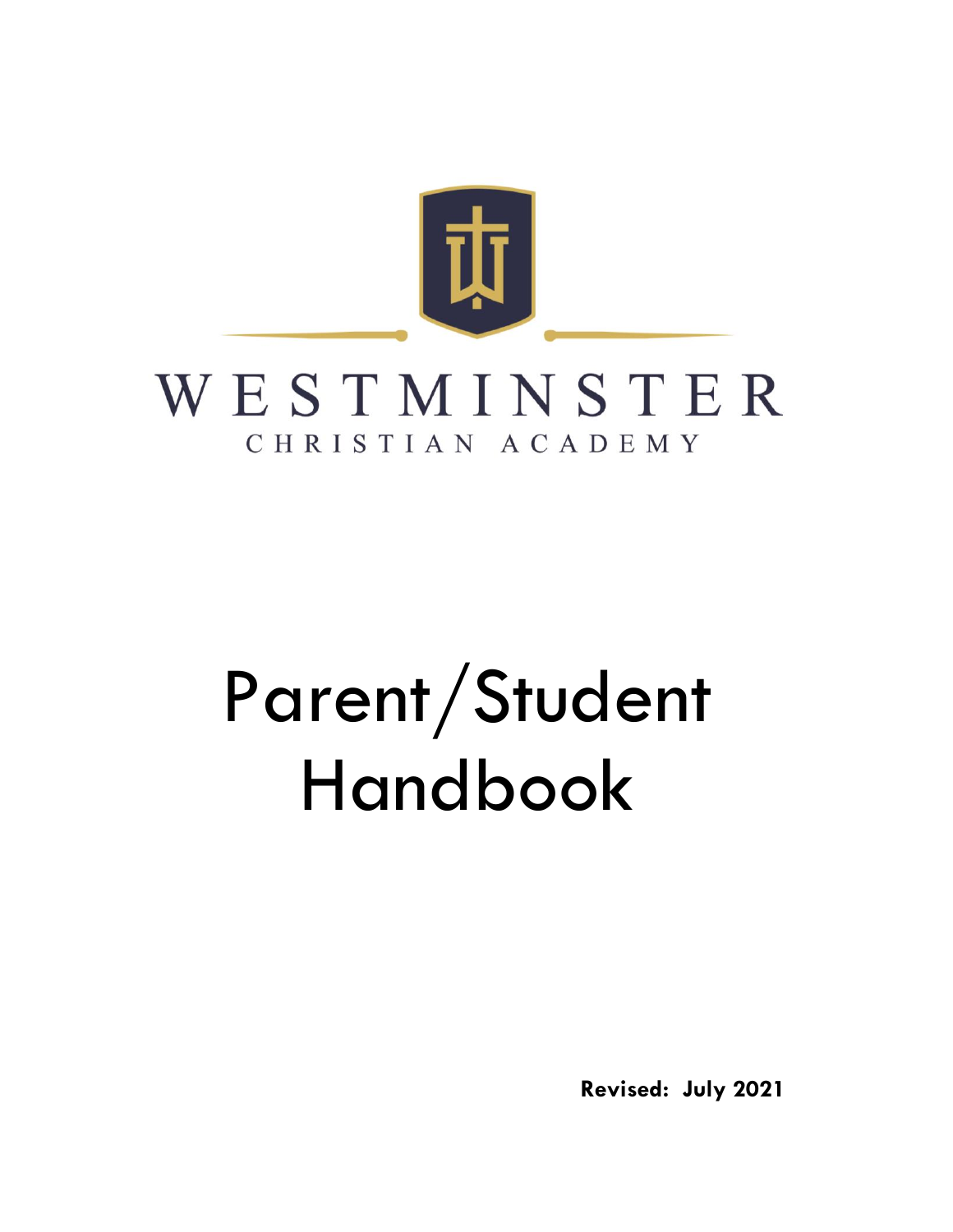WESTMINSTER

CHRISTIAN ACADEMY

# Parent/Student Handbook

**Revised: July 2021**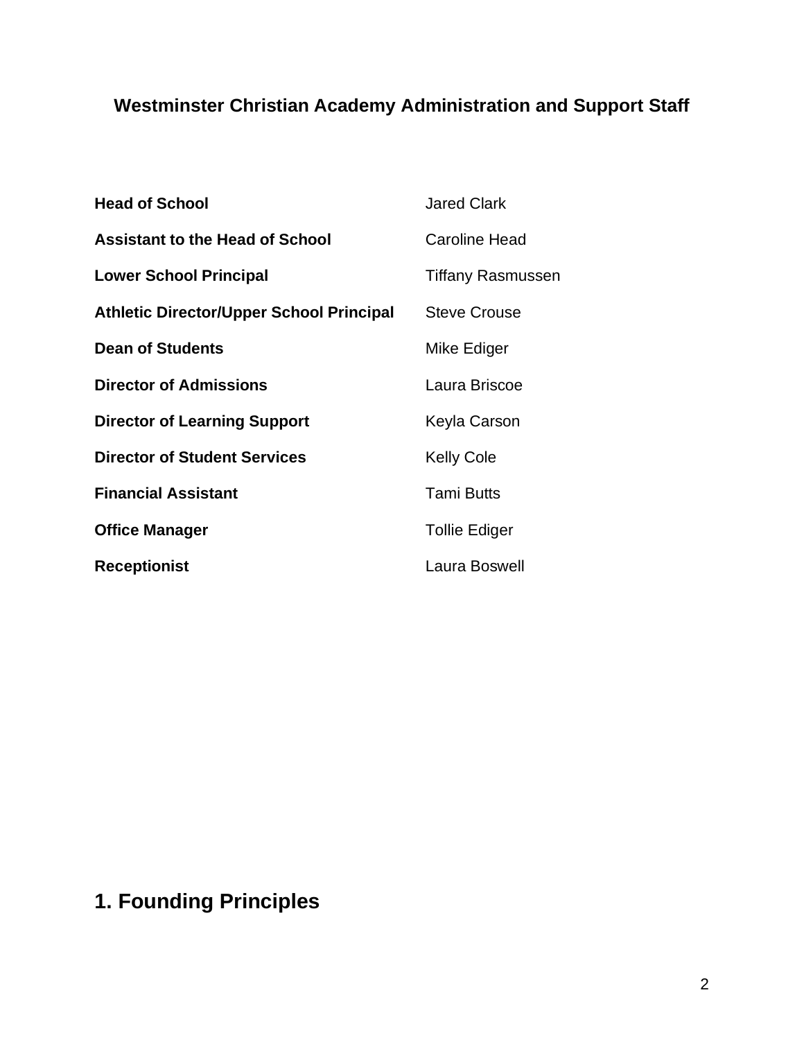## Westminster Christian Academy Administration and Support Staff

| | |
|---|---|
| **Head of School** | Jared Clark |
| **Assistant to the Head of School** | Caroline Head |
| **Lower School Principal** | Tiffany Rasmussen |
| **Athletic Director/Upper School Principal** | Steve Crouse |
| **Dean of Students** | Mike Ediger |
| **Director of Admissions** | Laura Briscoe |
| **Director of Learning Support** | Keyla Carson |
| **Director of Student Services** | Kelly Cole |
| **Financial Assistant** | Tami Butts |
| **Office Manager** | Tollie Ediger |
| **Receptionist** | Laura Boswell |

# 1. Founding Principles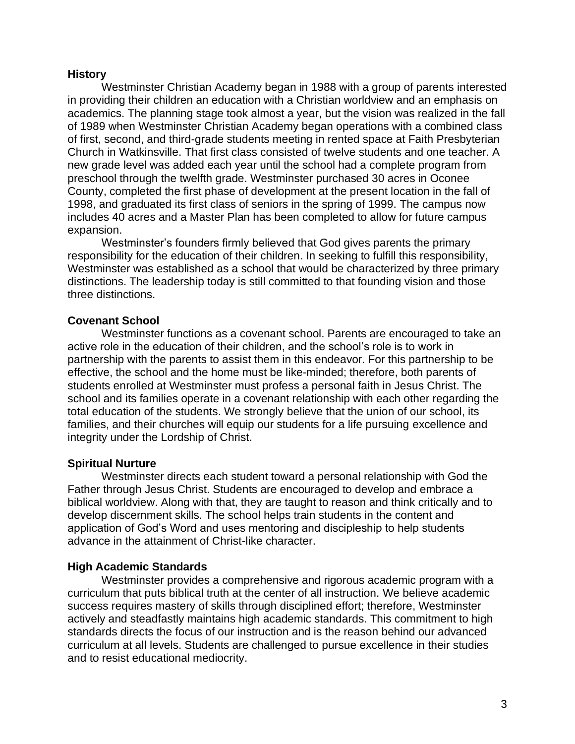**History**

Westminster Christian Academy began in 1988 with a group of parents interested in providing their children an education with a Christian worldview and an emphasis on academics. The planning stage took almost a year, but the vision was realized in the fall of 1989 when Westminster Christian Academy began operations with a combined class of first, second, and third-grade students meeting in rented space at Faith Presbyterian Church in Watkinsville. That first class consisted of twelve students and one teacher. A new grade level was added each year until the school had a complete program from preschool through the twelfth grade. Westminster purchased 30 acres in Oconee County, completed the first phase of development at the present location in the fall of 1998, and graduated its first class of seniors in the spring of 1999. The campus now includes 40 acres and a Master Plan has been completed to allow for future campus expansion.

Westminster's founders firmly believed that God gives parents the primary responsibility for the education of their children. In seeking to fulfill this responsibility, Westminster was established as a school that would be characterized by three primary distinctions. The leadership today is still committed to that founding vision and those three distinctions.

**Covenant School**

Westminster functions as a covenant school. Parents are encouraged to take an active role in the education of their children, and the school's role is to work in partnership with the parents to assist them in this endeavor. For this partnership to be effective, the school and the home must be like-minded; therefore, both parents of students enrolled at Westminster must profess a personal faith in Jesus Christ. The school and its families operate in a covenant relationship with each other regarding the total education of the students. We strongly believe that the union of our school, its families, and their churches will equip our students for a life pursuing excellence and integrity under the Lordship of Christ.

**Spiritual Nurture**

Westminster directs each student toward a personal relationship with God the Father through Jesus Christ. Students are encouraged to develop and embrace a biblical worldview. Along with that, they are taught to reason and think critically and to develop discernment skills. The school helps train students in the content and application of God's Word and uses mentoring and discipleship to help students advance in the attainment of Christ-like character.

**High Academic Standards**

Westminster provides a comprehensive and rigorous academic program with a curriculum that puts biblical truth at the center of all instruction. We believe academic success requires mastery of skills through disciplined effort; therefore, Westminster actively and steadfastly maintains high academic standards. This commitment to high standards directs the focus of our instruction and is the reason behind our advanced curriculum at all levels. Students are challenged to pursue excellence in their studies and to resist educational mediocrity.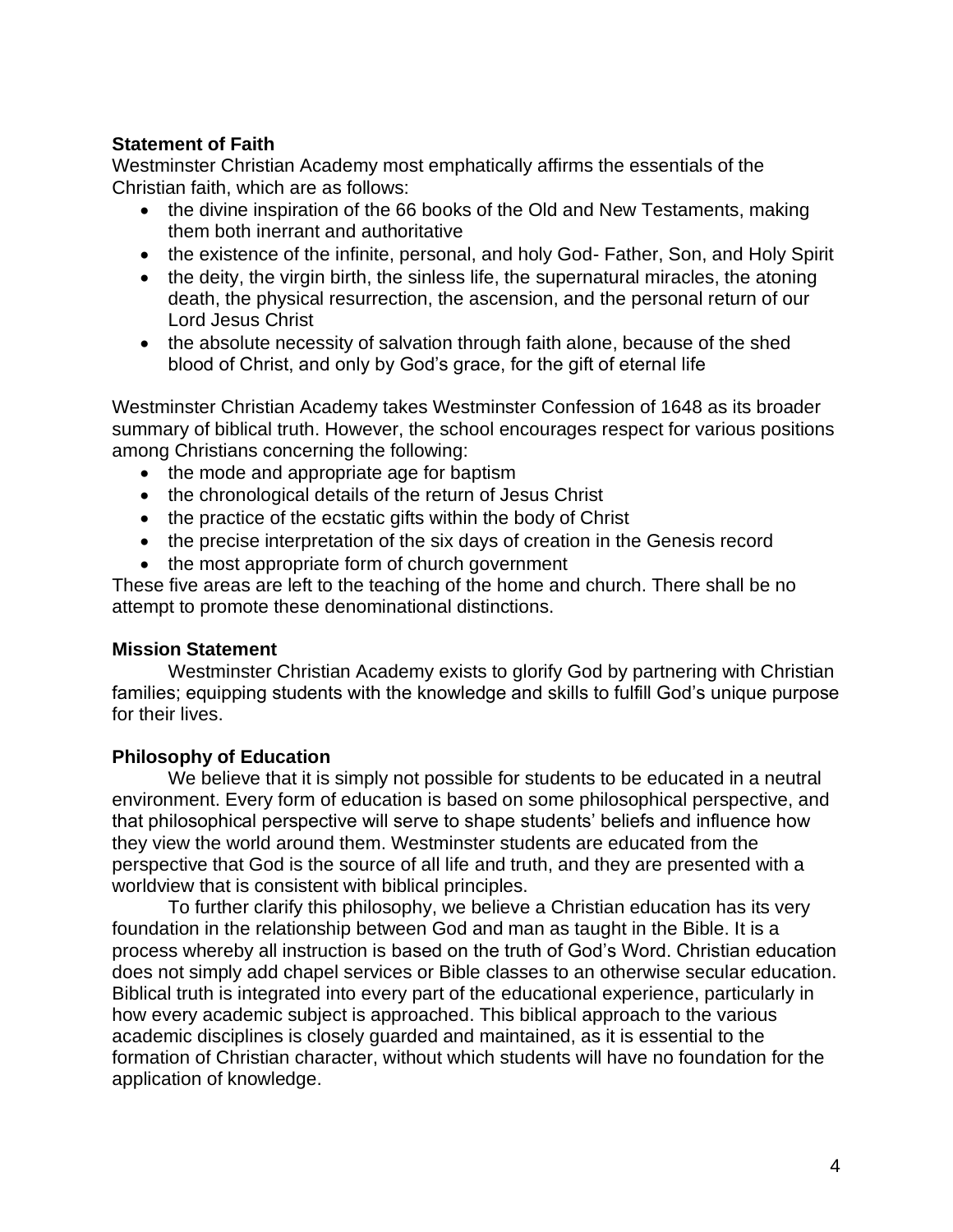**Statement of Faith**

Westminster Christian Academy most emphatically affirms the essentials of the Christian faith, which are as follows:

- the divine inspiration of the 66 books of the Old and New Testaments, making them both inerrant and authoritative
- the existence of the infinite, personal, and holy God- Father, Son, and Holy Spirit
- the deity, the virgin birth, the sinless life, the supernatural miracles, the atoning death, the physical resurrection, the ascension, and the personal return of our Lord Jesus Christ
- the absolute necessity of salvation through faith alone, because of the shed blood of Christ, and only by God's grace, for the gift of eternal life

Westminster Christian Academy takes Westminster Confession of 1648 as its broader summary of biblical truth. However, the school encourages respect for various positions among Christians concerning the following:

- the mode and appropriate age for baptism
- the chronological details of the return of Jesus Christ
- the practice of the ecstatic gifts within the body of Christ
- the precise interpretation of the six days of creation in the Genesis record
- the most appropriate form of church government

These five areas are left to the teaching of the home and church. There shall be no attempt to promote these denominational distinctions.

**Mission Statement**

Westminster Christian Academy exists to glorify God by partnering with Christian families; equipping students with the knowledge and skills to fulfill God's unique purpose for their lives.

**Philosophy of Education**

We believe that it is simply not possible for students to be educated in a neutral environment. Every form of education is based on some philosophical perspective, and that philosophical perspective will serve to shape students' beliefs and influence how they view the world around them. Westminster students are educated from the perspective that God is the source of all life and truth, and they are presented with a worldview that is consistent with biblical principles.

To further clarify this philosophy, we believe a Christian education has its very foundation in the relationship between God and man as taught in the Bible. It is a process whereby all instruction is based on the truth of God's Word. Christian education does not simply add chapel services or Bible classes to an otherwise secular education. Biblical truth is integrated into every part of the educational experience, particularly in how every academic subject is approached. This biblical approach to the various academic disciplines is closely guarded and maintained, as it is essential to the formation of Christian character, without which students will have no foundation for the application of knowledge.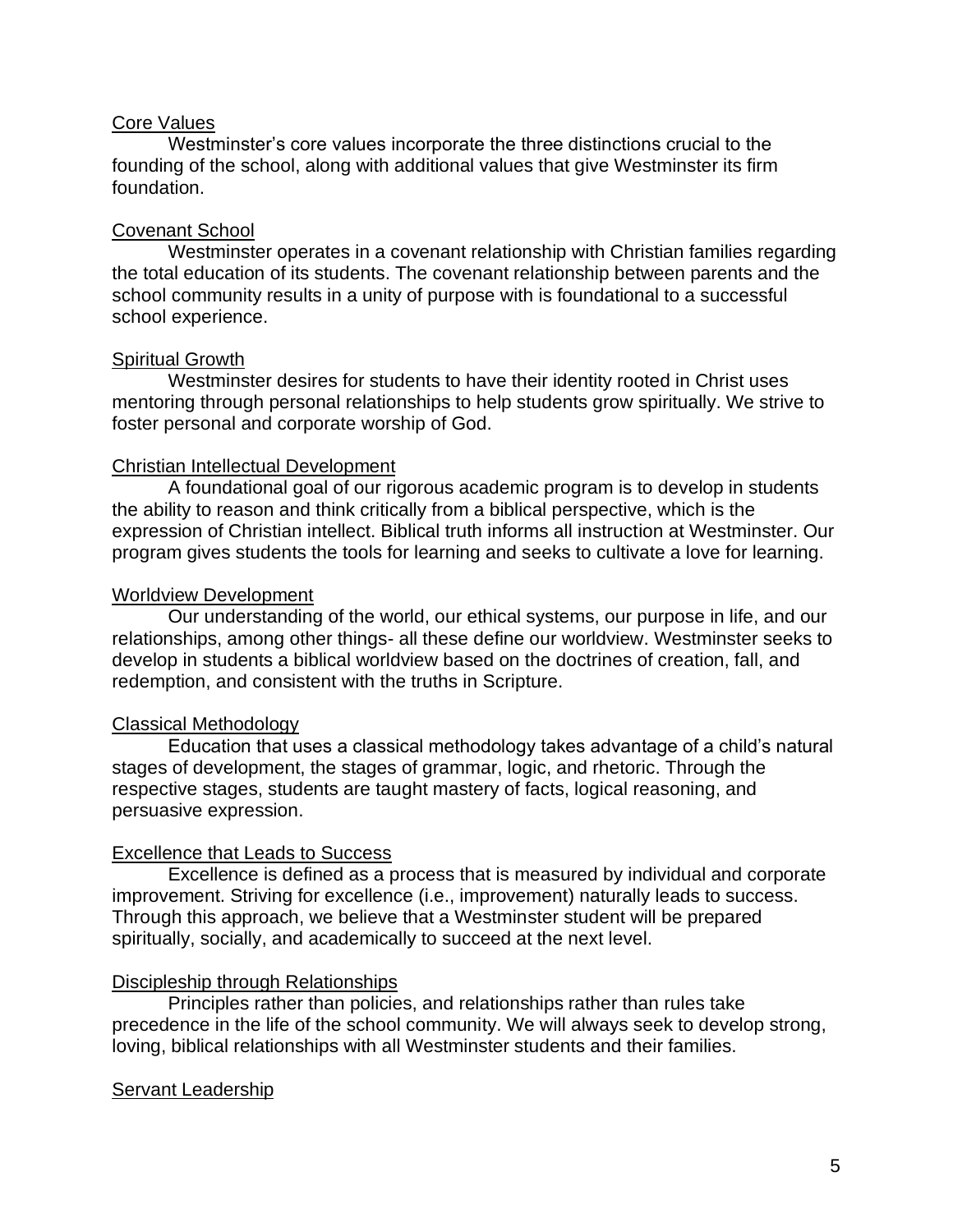## Core Values

Westminster's core values incorporate the three distinctions crucial to the founding of the school, along with additional values that give Westminster its firm foundation.

### Covenant School

Westminster operates in a covenant relationship with Christian families regarding the total education of its students. The covenant relationship between parents and the school community results in a unity of purpose with is foundational to a successful school experience.

### Spiritual Growth

Westminster desires for students to have their identity rooted in Christ uses mentoring through personal relationships to help students grow spiritually. We strive to foster personal and corporate worship of God.

### Christian Intellectual Development

A foundational goal of our rigorous academic program is to develop in students the ability to reason and think critically from a biblical perspective, which is the expression of Christian intellect. Biblical truth informs all instruction at Westminster. Our program gives students the tools for learning and seeks to cultivate a love for learning.

### Worldview Development

Our understanding of the world, our ethical systems, our purpose in life, and our relationships, among other things- all these define our worldview. Westminster seeks to develop in students a biblical worldview based on the doctrines of creation, fall, and redemption, and consistent with the truths in Scripture.

### Classical Methodology

Education that uses a classical methodology takes advantage of a child's natural stages of development, the stages of grammar, logic, and rhetoric. Through the respective stages, students are taught mastery of facts, logical reasoning, and persuasive expression.

### Excellence that Leads to Success

Excellence is defined as a process that is measured by individual and corporate improvement. Striving for excellence (i.e., improvement) naturally leads to success. Through this approach, we believe that a Westminster student will be prepared spiritually, socially, and academically to succeed at the next level.

### Discipleship through Relationships

Principles rather than policies, and relationships rather than rules take precedence in the life of the school community. We will always seek to develop strong, loving, biblical relationships with all Westminster students and their families.

### Servant Leadership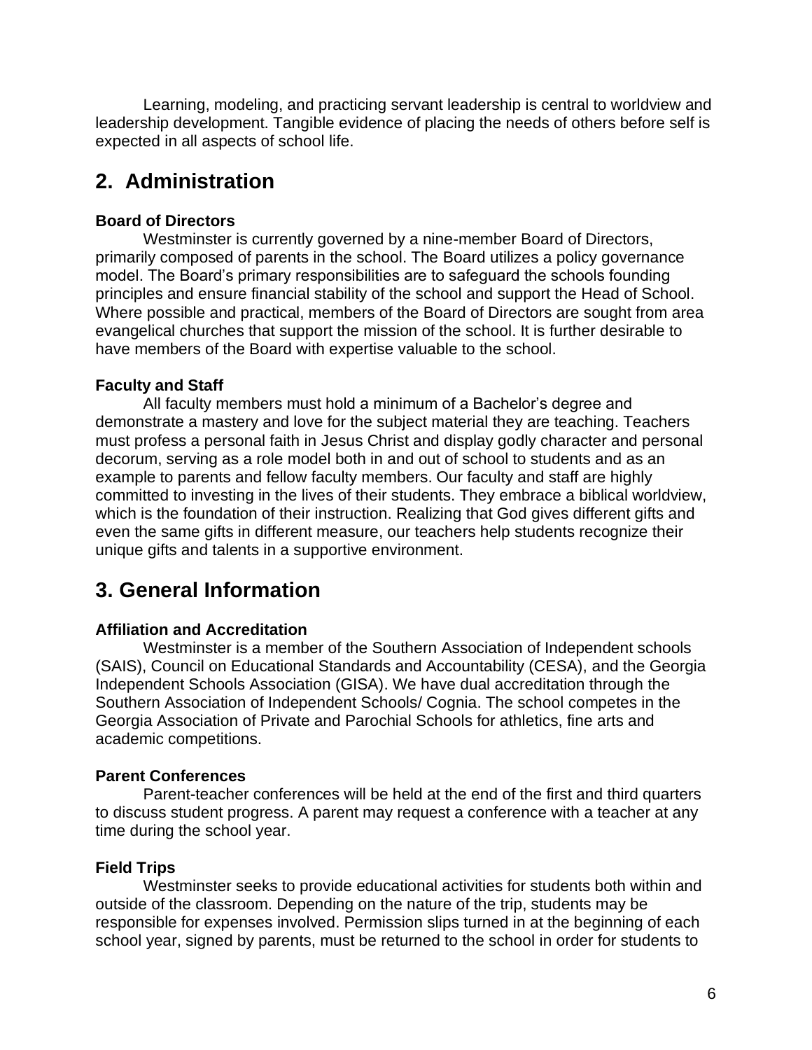Learning, modeling, and practicing servant leadership is central to worldview and leadership development. Tangible evidence of placing the needs of others before self is expected in all aspects of school life.

## 2. Administration

**Board of Directors**

Westminster is currently governed by a nine-member Board of Directors, primarily composed of parents in the school. The Board utilizes a policy governance model. The Board's primary responsibilities are to safeguard the schools founding principles and ensure financial stability of the school and support the Head of School. Where possible and practical, members of the Board of Directors are sought from area evangelical churches that support the mission of the school. It is further desirable to have members of the Board with expertise valuable to the school.

**Faculty and Staff**

All faculty members must hold a minimum of a Bachelor's degree and demonstrate a mastery and love for the subject material they are teaching. Teachers must profess a personal faith in Jesus Christ and display godly character and personal decorum, serving as a role model both in and out of school to students and as an example to parents and fellow faculty members. Our faculty and staff are highly committed to investing in the lives of their students. They embrace a biblical worldview, which is the foundation of their instruction. Realizing that God gives different gifts and even the same gifts in different measure, our teachers help students recognize their unique gifts and talents in a supportive environment.

## 3. General Information

**Affiliation and Accreditation**

Westminster is a member of the Southern Association of Independent schools (SAIS), Council on Educational Standards and Accountability (CESA), and the Georgia Independent Schools Association (GISA). We have dual accreditation through the Southern Association of Independent Schools/ Cognia. The school competes in the Georgia Association of Private and Parochial Schools for athletics, fine arts and academic competitions.

**Parent Conferences**

Parent-teacher conferences will be held at the end of the first and third quarters to discuss student progress. A parent may request a conference with a teacher at any time during the school year.

**Field Trips**

Westminster seeks to provide educational activities for students both within and outside of the classroom. Depending on the nature of the trip, students may be responsible for expenses involved. Permission slips turned in at the beginning of each school year, signed by parents, must be returned to the school in order for students to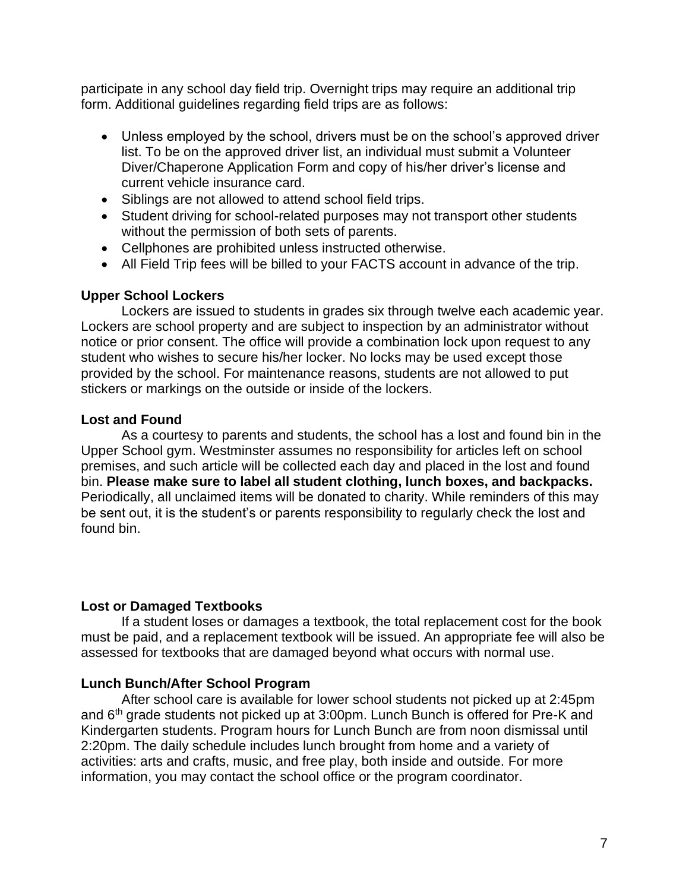participate in any school day field trip. Overnight trips may require an additional trip form. Additional guidelines regarding field trips are as follows:

- Unless employed by the school, drivers must be on the school's approved driver list. To be on the approved driver list, an individual must submit a Volunteer Diver/Chaperone Application Form and copy of his/her driver's license and current vehicle insurance card.
- Siblings are not allowed to attend school field trips.
- Student driving for school-related purposes may not transport other students without the permission of both sets of parents.
- Cellphones are prohibited unless instructed otherwise.
- All Field Trip fees will be billed to your FACTS account in advance of the trip.

**Upper School Lockers**

Lockers are issued to students in grades six through twelve each academic year. Lockers are school property and are subject to inspection by an administrator without notice or prior consent. The office will provide a combination lock upon request to any student who wishes to secure his/her locker. No locks may be used except those provided by the school. For maintenance reasons, students are not allowed to put stickers or markings on the outside or inside of the lockers.

**Lost and Found**

As a courtesy to parents and students, the school has a lost and found bin in the Upper School gym. Westminster assumes no responsibility for articles left on school premises, and such article will be collected each day and placed in the lost and found bin. **Please make sure to label all student clothing, lunch boxes, and backpacks.** Periodically, all unclaimed items will be donated to charity. While reminders of this may be sent out, it is the student's or parents responsibility to regularly check the lost and found bin.

**Lost or Damaged Textbooks**

If a student loses or damages a textbook, the total replacement cost for the book must be paid, and a replacement textbook will be issued. An appropriate fee will also be assessed for textbooks that are damaged beyond what occurs with normal use.

**Lunch Bunch/After School Program**

After school care is available for lower school students not picked up at 2:45pm and 6th grade students not picked up at 3:00pm. Lunch Bunch is offered for Pre-K and Kindergarten students. Program hours for Lunch Bunch are from noon dismissal until 2:20pm. The daily schedule includes lunch brought from home and a variety of activities: arts and crafts, music, and free play, both inside and outside. For more information, you may contact the school office or the program coordinator.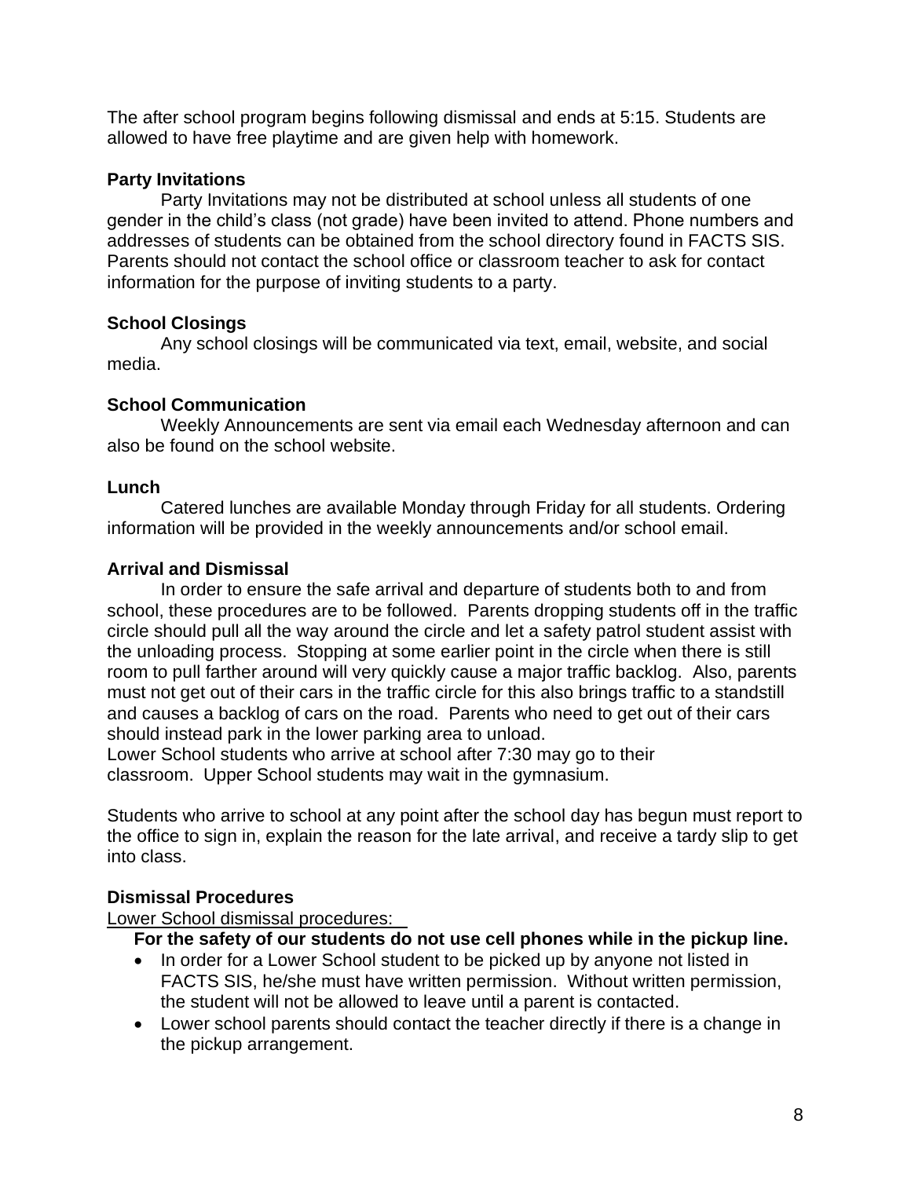The after school program begins following dismissal and ends at 5:15. Students are allowed to have free playtime and are given help with homework.

**Party Invitations**

Party Invitations may not be distributed at school unless all students of one gender in the child's class (not grade) have been invited to attend. Phone numbers and addresses of students can be obtained from the school directory found in FACTS SIS. Parents should not contact the school office or classroom teacher to ask for contact information for the purpose of inviting students to a party.

**School Closings**

Any school closings will be communicated via text, email, website, and social media.

**School Communication**

Weekly Announcements are sent via email each Wednesday afternoon and can also be found on the school website.

**Lunch**

Catered lunches are available Monday through Friday for all students. Ordering information will be provided in the weekly announcements and/or school email.

**Arrival and Dismissal**

In order to ensure the safe arrival and departure of students both to and from school, these procedures are to be followed. Parents dropping students off in the traffic circle should pull all the way around the circle and let a safety patrol student assist with the unloading process. Stopping at some earlier point in the circle when there is still room to pull farther around will very quickly cause a major traffic backlog. Also, parents must not get out of their cars in the traffic circle for this also brings traffic to a standstill and causes a backlog of cars on the road. Parents who need to get out of their cars should instead park in the lower parking area to unload.
Lower School students who arrive at school after 7:30 may go to their classroom. Upper School students may wait in the gymnasium.

Students who arrive to school at any point after the school day has begun must report to the office to sign in, explain the reason for the late arrival, and receive a tardy slip to get into class.

**Dismissal Procedures**

Lower School dismissal procedures:

**For the safety of our students do not use cell phones while in the pickup line.**

- In order for a Lower School student to be picked up by anyone not listed in FACTS SIS, he/she must have written permission. Without written permission, the student will not be allowed to leave until a parent is contacted.
- Lower school parents should contact the teacher directly if there is a change in the pickup arrangement.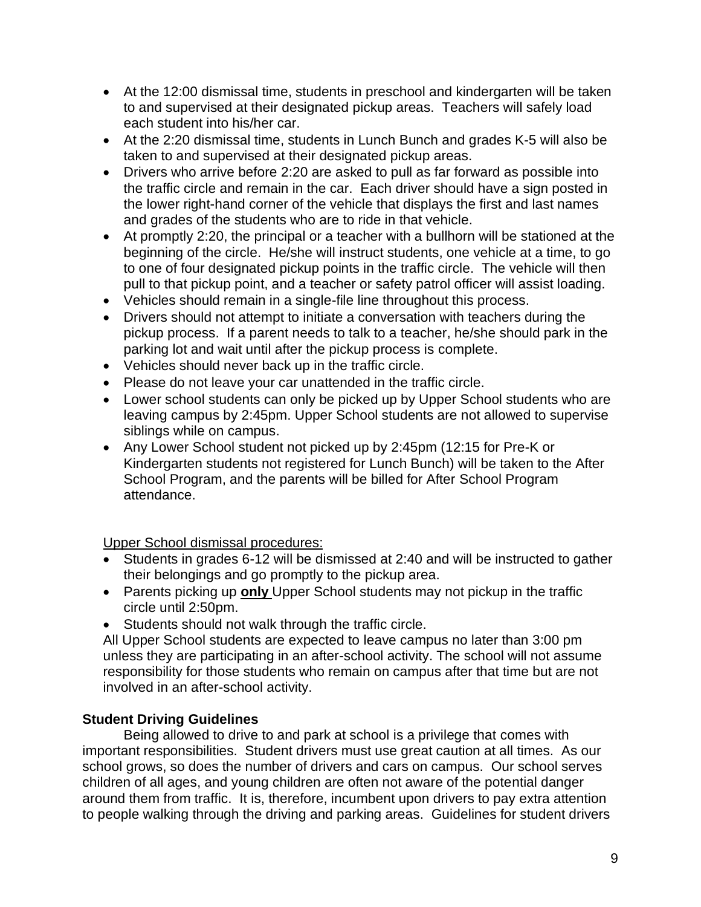- At the 12:00 dismissal time, students in preschool and kindergarten will be taken to and supervised at their designated pickup areas. Teachers will safely load each student into his/her car.
- At the 2:20 dismissal time, students in Lunch Bunch and grades K-5 will also be taken to and supervised at their designated pickup areas.
- Drivers who arrive before 2:20 are asked to pull as far forward as possible into the traffic circle and remain in the car. Each driver should have a sign posted in the lower right-hand corner of the vehicle that displays the first and last names and grades of the students who are to ride in that vehicle.
- At promptly 2:20, the principal or a teacher with a bullhorn will be stationed at the beginning of the circle. He/she will instruct students, one vehicle at a time, to go to one of four designated pickup points in the traffic circle. The vehicle will then pull to that pickup point, and a teacher or safety patrol officer will assist loading.
- Vehicles should remain in a single-file line throughout this process.
- Drivers should not attempt to initiate a conversation with teachers during the pickup process. If a parent needs to talk to a teacher, he/she should park in the parking lot and wait until after the pickup process is complete.
- Vehicles should never back up in the traffic circle.
- Please do not leave your car unattended in the traffic circle.
- Lower school students can only be picked up by Upper School students who are leaving campus by 2:45pm. Upper School students are not allowed to supervise siblings while on campus.
- Any Lower School student not picked up by 2:45pm (12:15 for Pre-K or Kindergarten students not registered for Lunch Bunch) will be taken to the After School Program, and the parents will be billed for After School Program attendance.

<u>Upper School dismissal procedures:</u>

- Students in grades 6-12 will be dismissed at 2:40 and will be instructed to gather their belongings and go promptly to the pickup area.
- Parents picking up <u>**only**</u> Upper School students may not pickup in the traffic circle until 2:50pm.
- Students should not walk through the traffic circle.

All Upper School students are expected to leave campus no later than 3:00 pm unless they are participating in an after-school activity. The school will not assume responsibility for those students who remain on campus after that time but are not involved in an after-school activity.

**Student Driving Guidelines**

Being allowed to drive to and park at school is a privilege that comes with important responsibilities. Student drivers must use great caution at all times. As our school grows, so does the number of drivers and cars on campus. Our school serves children of all ages, and young children are often not aware of the potential danger around them from traffic. It is, therefore, incumbent upon drivers to pay extra attention to people walking through the driving and parking areas. Guidelines for student drivers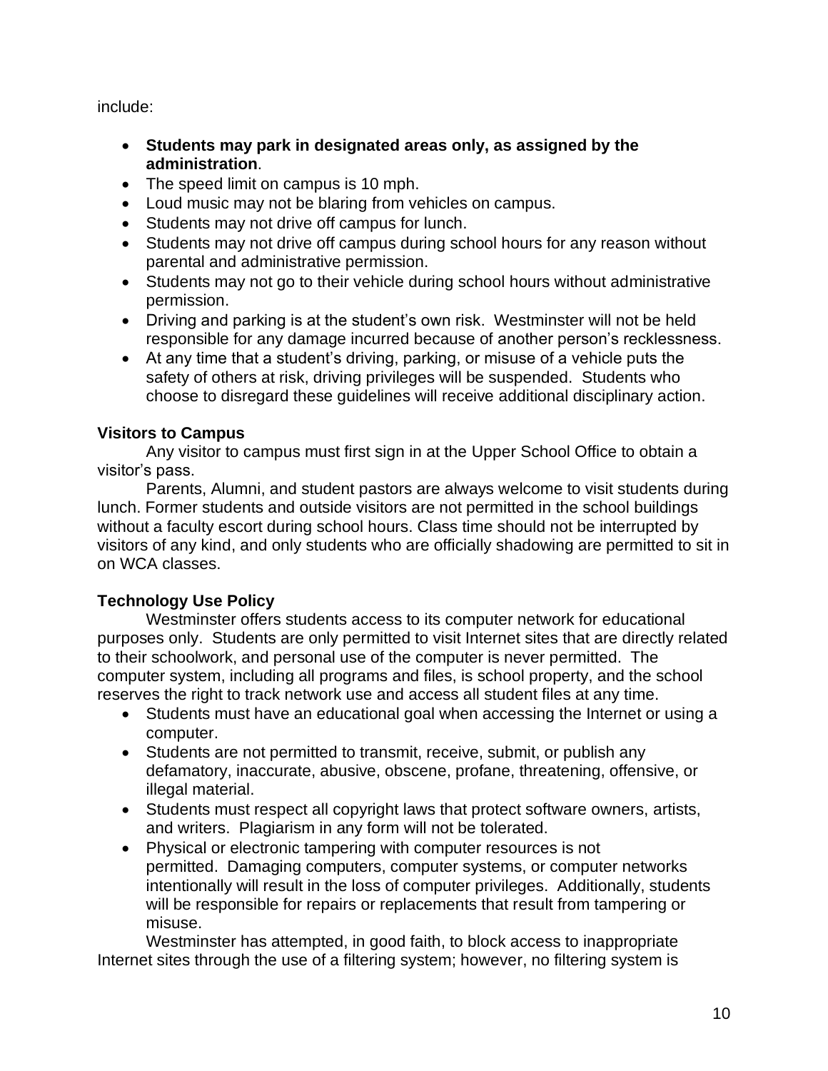include:

- **Students may park in designated areas only, as assigned by the administration**.
- The speed limit on campus is 10 mph.
- Loud music may not be blaring from vehicles on campus.
- Students may not drive off campus for lunch.
- Students may not drive off campus during school hours for any reason without parental and administrative permission.
- Students may not go to their vehicle during school hours without administrative permission.
- Driving and parking is at the student's own risk. Westminster will not be held responsible for any damage incurred because of another person's recklessness.
- At any time that a student's driving, parking, or misuse of a vehicle puts the safety of others at risk, driving privileges will be suspended. Students who choose to disregard these guidelines will receive additional disciplinary action.

### Visitors to Campus

Any visitor to campus must first sign in at the Upper School Office to obtain a visitor's pass.

Parents, Alumni, and student pastors are always welcome to visit students during lunch. Former students and outside visitors are not permitted in the school buildings without a faculty escort during school hours. Class time should not be interrupted by visitors of any kind, and only students who are officially shadowing are permitted to sit in on WCA classes.

### Technology Use Policy

Westminster offers students access to its computer network for educational purposes only. Students are only permitted to visit Internet sites that are directly related to their schoolwork, and personal use of the computer is never permitted. The computer system, including all programs and files, is school property, and the school reserves the right to track network use and access all student files at any time.

- Students must have an educational goal when accessing the Internet or using a computer.
- Students are not permitted to transmit, receive, submit, or publish any defamatory, inaccurate, abusive, obscene, profane, threatening, offensive, or illegal material.
- Students must respect all copyright laws that protect software owners, artists, and writers. Plagiarism in any form will not be tolerated.
- Physical or electronic tampering with computer resources is not permitted. Damaging computers, computer systems, or computer networks intentionally will result in the loss of computer privileges. Additionally, students will be responsible for repairs or replacements that result from tampering or misuse.

Westminster has attempted, in good faith, to block access to inappropriate Internet sites through the use of a filtering system; however, no filtering system is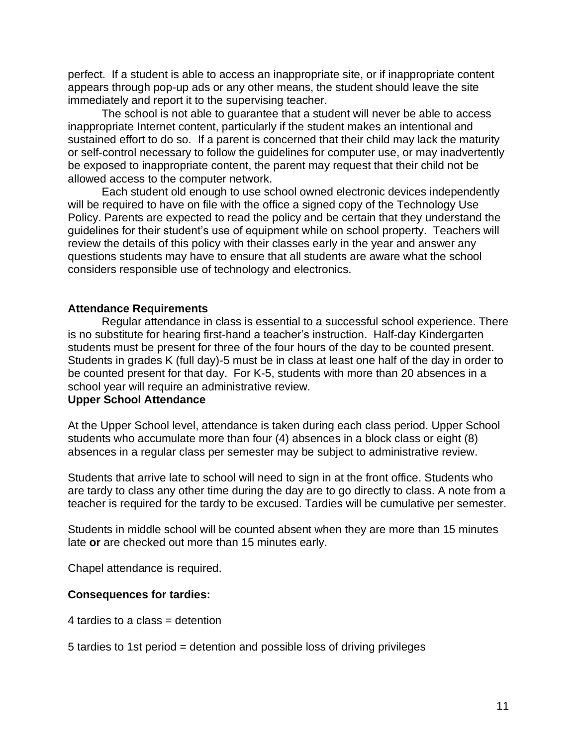perfect. If a student is able to access an inappropriate site, or if inappropriate content appears through pop-up ads or any other means, the student should leave the site immediately and report it to the supervising teacher.

The school is not able to guarantee that a student will never be able to access inappropriate Internet content, particularly if the student makes an intentional and sustained effort to do so. If a parent is concerned that their child may lack the maturity or self-control necessary to follow the guidelines for computer use, or may inadvertently be exposed to inappropriate content, the parent may request that their child not be allowed access to the computer network.

Each student old enough to use school owned electronic devices independently will be required to have on file with the office a signed copy of the Technology Use Policy. Parents are expected to read the policy and be certain that they understand the guidelines for their student's use of equipment while on school property. Teachers will review the details of this policy with their classes early in the year and answer any questions students may have to ensure that all students are aware what the school considers responsible use of technology and electronics.

**Attendance Requirements**

Regular attendance in class is essential to a successful school experience. There is no substitute for hearing first-hand a teacher's instruction. Half-day Kindergarten students must be present for three of the four hours of the day to be counted present. Students in grades K (full day)-5 must be in class at least one half of the day in order to be counted present for that day. For K-5, students with more than 20 absences in a school year will require an administrative review.

**Upper School Attendance**

At the Upper School level, attendance is taken during each class period. Upper School students who accumulate more than four (4) absences in a block class or eight (8) absences in a regular class per semester may be subject to administrative review.

Students that arrive late to school will need to sign in at the front office. Students who are tardy to class any other time during the day are to go directly to class. A note from a teacher is required for the tardy to be excused. Tardies will be cumulative per semester.

Students in middle school will be counted absent when they are more than 15 minutes late **or** are checked out more than 15 minutes early.

Chapel attendance is required.

**Consequences for tardies:**

4 tardies to a class = detention

5 tardies to 1st period = detention and possible loss of driving privileges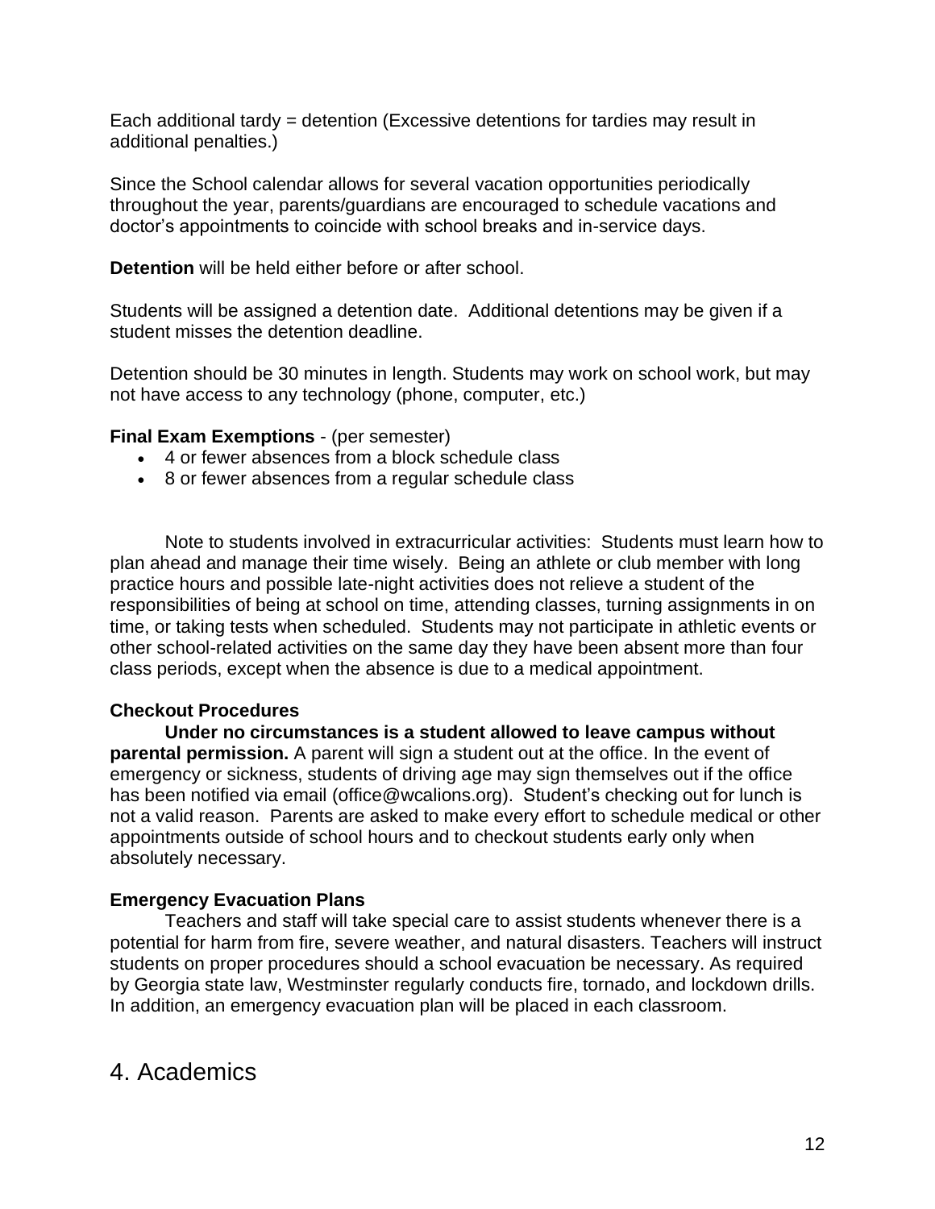Each additional tardy = detention (Excessive detentions for tardies may result in additional penalties.)

Since the School calendar allows for several vacation opportunities periodically throughout the year, parents/guardians are encouraged to schedule vacations and doctor's appointments to coincide with school breaks and in-service days.

**Detention** will be held either before or after school.

Students will be assigned a detention date. Additional detentions may be given if a student misses the detention deadline.

Detention should be 30 minutes in length. Students may work on school work, but may not have access to any technology (phone, computer, etc.)

**Final Exam Exemptions** - (per semester)

- 4 or fewer absences from a block schedule class
- 8 or fewer absences from a regular schedule class

Note to students involved in extracurricular activities: Students must learn how to plan ahead and manage their time wisely. Being an athlete or club member with long practice hours and possible late-night activities does not relieve a student of the responsibilities of being at school on time, attending classes, turning assignments in on time, or taking tests when scheduled. Students may not participate in athletic events or other school-related activities on the same day they have been absent more than four class periods, except when the absence is due to a medical appointment.

**Checkout Procedures**

**Under no circumstances is a student allowed to leave campus without parental permission.** A parent will sign a student out at the office. In the event of emergency or sickness, students of driving age may sign themselves out if the office has been notified via email (office@wcalions.org). Student's checking out for lunch is not a valid reason. Parents are asked to make every effort to schedule medical or other appointments outside of school hours and to checkout students early only when absolutely necessary.

**Emergency Evacuation Plans**

Teachers and staff will take special care to assist students whenever there is a potential for harm from fire, severe weather, and natural disasters. Teachers will instruct students on proper procedures should a school evacuation be necessary. As required by Georgia state law, Westminster regularly conducts fire, tornado, and lockdown drills. In addition, an emergency evacuation plan will be placed in each classroom.

# 4. Academics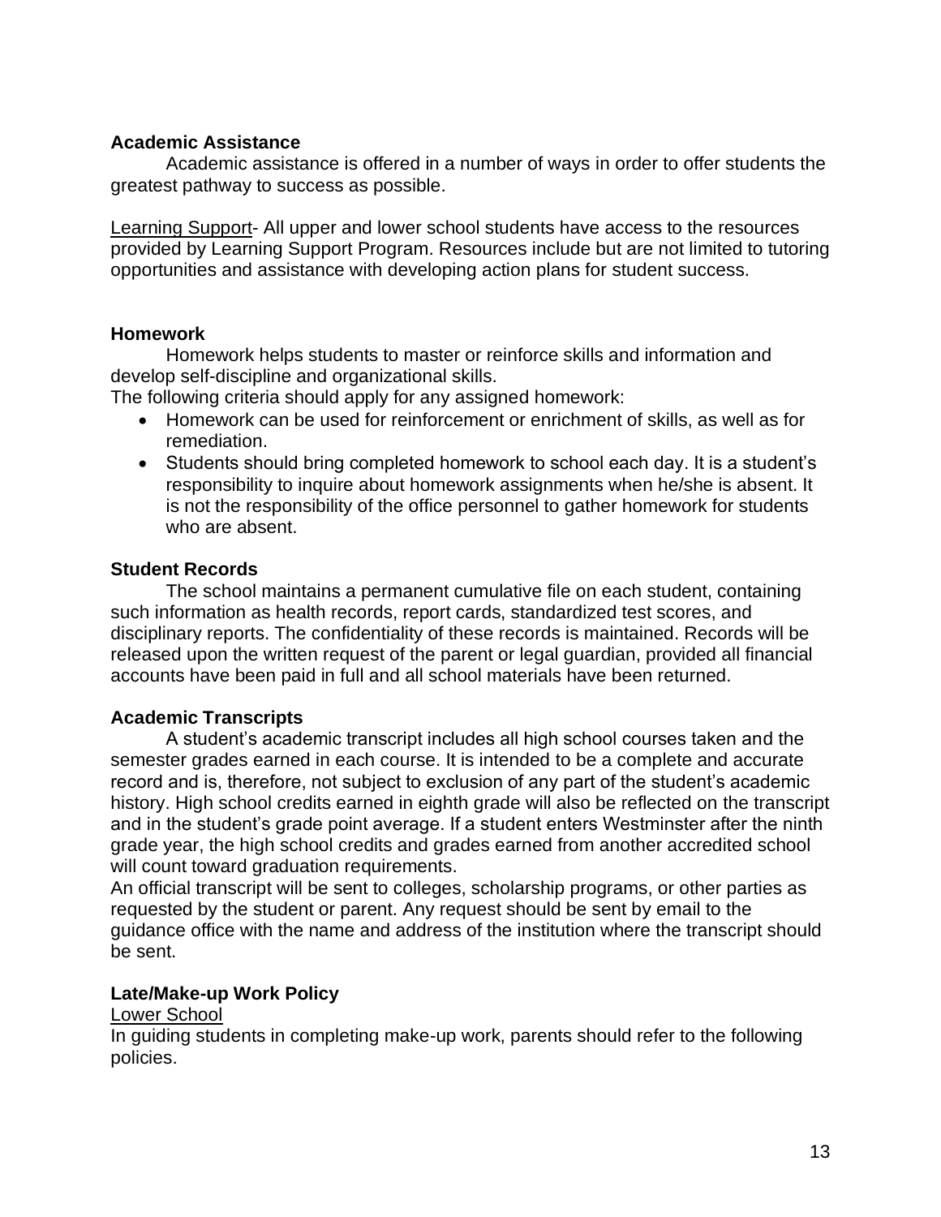## Academic Assistance

Academic assistance is offered in a number of ways in order to offer students the greatest pathway to success as possible.

Learning Support- All upper and lower school students have access to the resources provided by Learning Support Program. Resources include but are not limited to tutoring opportunities and assistance with developing action plans for student success.

## Homework

Homework helps students to master or reinforce skills and information and develop self-discipline and organizational skills.

The following criteria should apply for any assigned homework:

- Homework can be used for reinforcement or enrichment of skills, as well as for remediation.
- Students should bring completed homework to school each day. It is a student's responsibility to inquire about homework assignments when he/she is absent. It is not the responsibility of the office personnel to gather homework for students who are absent.

## Student Records

The school maintains a permanent cumulative file on each student, containing such information as health records, report cards, standardized test scores, and disciplinary reports. The confidentiality of these records is maintained. Records will be released upon the written request of the parent or legal guardian, provided all financial accounts have been paid in full and all school materials have been returned.

## Academic Transcripts

A student's academic transcript includes all high school courses taken and the semester grades earned in each course. It is intended to be a complete and accurate record and is, therefore, not subject to exclusion of any part of the student's academic history. High school credits earned in eighth grade will also be reflected on the transcript and in the student's grade point average. If a student enters Westminster after the ninth grade year, the high school credits and grades earned from another accredited school will count toward graduation requirements.

An official transcript will be sent to colleges, scholarship programs, or other parties as requested by the student or parent. Any request should be sent by email to the guidance office with the name and address of the institution where the transcript should be sent.

## Late/Make-up Work Policy

Lower School

In guiding students in completing make-up work, parents should refer to the following policies.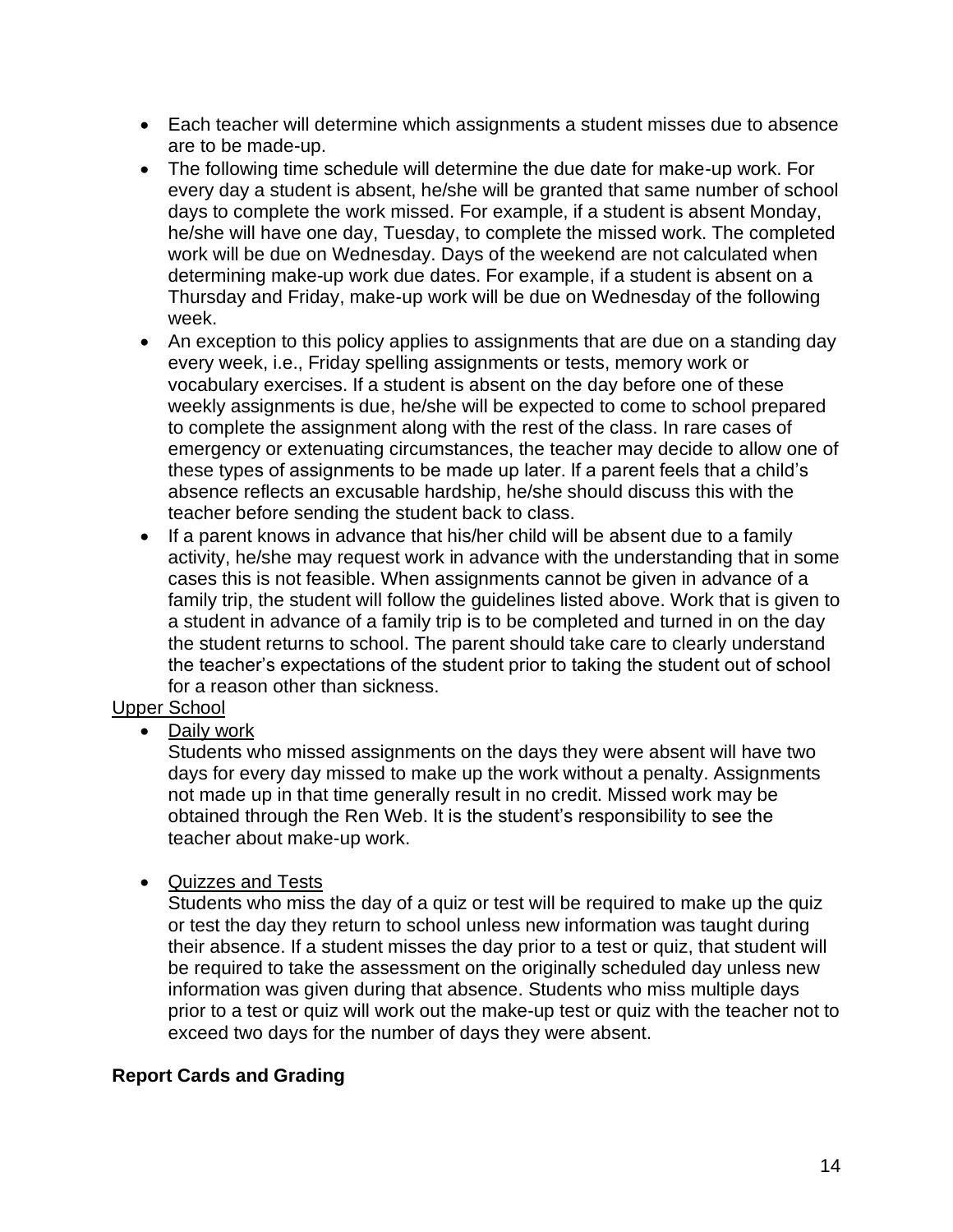- Each teacher will determine which assignments a student misses due to absence are to be made-up.
- The following time schedule will determine the due date for make-up work. For every day a student is absent, he/she will be granted that same number of school days to complete the work missed. For example, if a student is absent Monday, he/she will have one day, Tuesday, to complete the missed work. The completed work will be due on Wednesday. Days of the weekend are not calculated when determining make-up work due dates. For example, if a student is absent on a Thursday and Friday, make-up work will be due on Wednesday of the following week.
- An exception to this policy applies to assignments that are due on a standing day every week, i.e., Friday spelling assignments or tests, memory work or vocabulary exercises. If a student is absent on the day before one of these weekly assignments is due, he/she will be expected to come to school prepared to complete the assignment along with the rest of the class. In rare cases of emergency or extenuating circumstances, the teacher may decide to allow one of these types of assignments to be made up later. If a parent feels that a child's absence reflects an excusable hardship, he/she should discuss this with the teacher before sending the student back to class.
- If a parent knows in advance that his/her child will be absent due to a family activity, he/she may request work in advance with the understanding that in some cases this is not feasible. When assignments cannot be given in advance of a family trip, the student will follow the guidelines listed above. Work that is given to a student in advance of a family trip is to be completed and turned in on the day the student returns to school. The parent should take care to clearly understand the teacher's expectations of the student prior to taking the student out of school for a reason other than sickness.

<u>Upper School</u>

- <u>Daily work</u>

  Students who missed assignments on the days they were absent will have two days for every day missed to make up the work without a penalty. Assignments not made up in that time generally result in no credit. Missed work may be obtained through the Ren Web. It is the student's responsibility to see the teacher about make-up work.

- <u>Quizzes and Tests</u>

  Students who miss the day of a quiz or test will be required to make up the quiz or test the day they return to school unless new information was taught during their absence. If a student misses the day prior to a test or quiz, that student will be required to take the assessment on the originally scheduled day unless new information was given during that absence. Students who miss multiple days prior to a test or quiz will work out the make-up test or quiz with the teacher not to exceed two days for the number of days they were absent.

**Report Cards and Grading**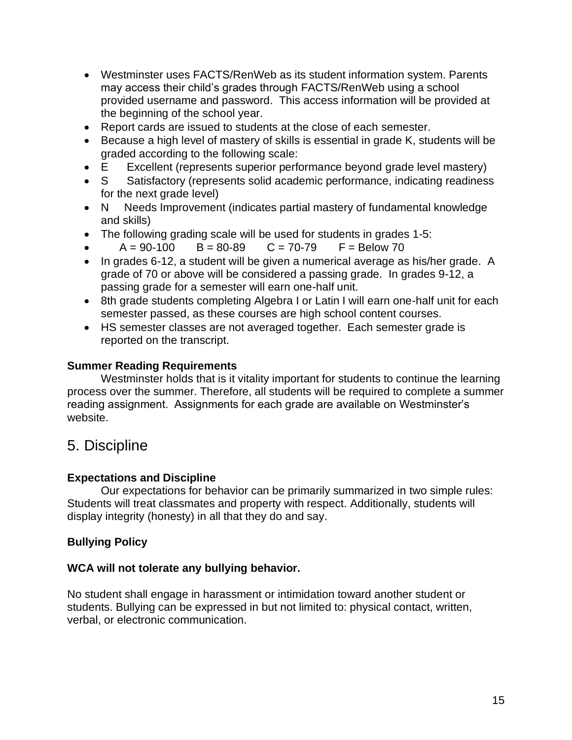- Westminster uses FACTS/RenWeb as its student information system. Parents may access their child's grades through FACTS/RenWeb using a school provided username and password. This access information will be provided at the beginning of the school year.
- Report cards are issued to students at the close of each semester.
- Because a high level of mastery of skills is essential in grade K, students will be graded according to the following scale:
- E Excellent (represents superior performance beyond grade level mastery)
- S Satisfactory (represents solid academic performance, indicating readiness for the next grade level)
- N Needs Improvement (indicates partial mastery of fundamental knowledge and skills)
- The following grading scale will be used for students in grades 1-5:
- A = 90-100 B = 80-89 C = 70-79 F = Below 70
- In grades 6-12, a student will be given a numerical average as his/her grade. A grade of 70 or above will be considered a passing grade. In grades 9-12, a passing grade for a semester will earn one-half unit.
- 8th grade students completing Algebra I or Latin I will earn one-half unit for each semester passed, as these courses are high school content courses.
- HS semester classes are not averaged together. Each semester grade is reported on the transcript.

**Summer Reading Requirements**

Westminster holds that is it vitality important for students to continue the learning process over the summer. Therefore, all students will be required to complete a summer reading assignment. Assignments for each grade are available on Westminster's website.

## 5. Discipline

**Expectations and Discipline**

Our expectations for behavior can be primarily summarized in two simple rules: Students will treat classmates and property with respect. Additionally, students will display integrity (honesty) in all that they do and say.

**Bullying Policy**

**WCA will not tolerate any bullying behavior.**

No student shall engage in harassment or intimidation toward another student or students. Bullying can be expressed in but not limited to: physical contact, written, verbal, or electronic communication.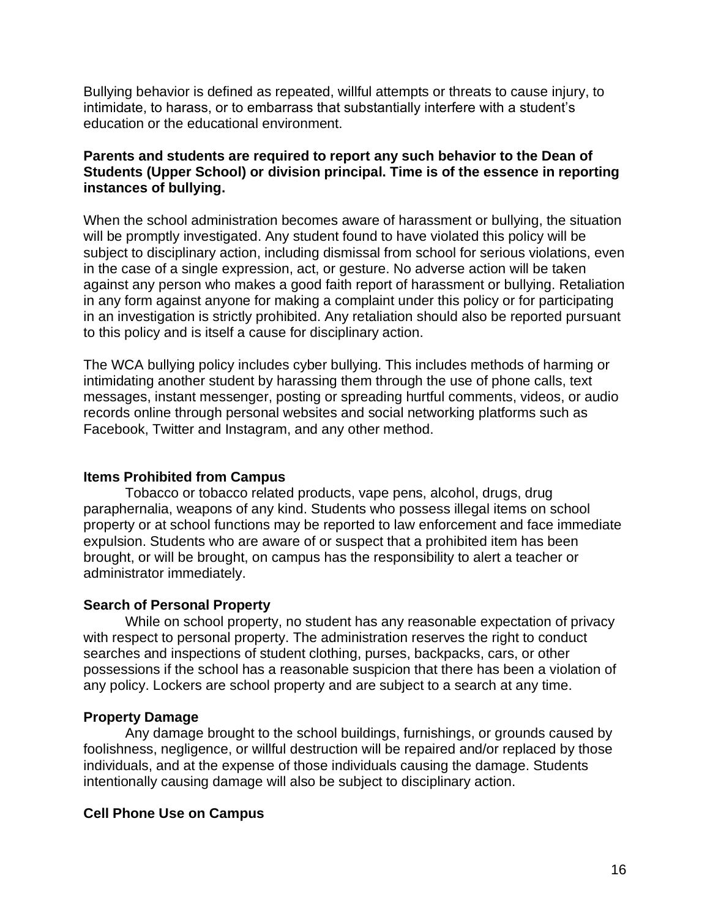Bullying behavior is defined as repeated, willful attempts or threats to cause injury, to intimidate, to harass, or to embarrass that substantially interfere with a student's education or the educational environment.

**Parents and students are required to report any such behavior to the Dean of Students (Upper School) or division principal. Time is of the essence in reporting instances of bullying.**

When the school administration becomes aware of harassment or bullying, the situation will be promptly investigated. Any student found to have violated this policy will be subject to disciplinary action, including dismissal from school for serious violations, even in the case of a single expression, act, or gesture. No adverse action will be taken against any person who makes a good faith report of harassment or bullying. Retaliation in any form against anyone for making a complaint under this policy or for participating in an investigation is strictly prohibited. Any retaliation should also be reported pursuant to this policy and is itself a cause for disciplinary action.

The WCA bullying policy includes cyber bullying. This includes methods of harming or intimidating another student by harassing them through the use of phone calls, text messages, instant messenger, posting or spreading hurtful comments, videos, or audio records online through personal websites and social networking platforms such as Facebook, Twitter and Instagram, and any other method.

**Items Prohibited from Campus**

Tobacco or tobacco related products, vape pens, alcohol, drugs, drug paraphernalia, weapons of any kind. Students who possess illegal items on school property or at school functions may be reported to law enforcement and face immediate expulsion. Students who are aware of or suspect that a prohibited item has been brought, or will be brought, on campus has the responsibility to alert a teacher or administrator immediately.

**Search of Personal Property**

While on school property, no student has any reasonable expectation of privacy with respect to personal property. The administration reserves the right to conduct searches and inspections of student clothing, purses, backpacks, cars, or other possessions if the school has a reasonable suspicion that there has been a violation of any policy. Lockers are school property and are subject to a search at any time.

**Property Damage**

Any damage brought to the school buildings, furnishings, or grounds caused by foolishness, negligence, or willful destruction will be repaired and/or replaced by those individuals, and at the expense of those individuals causing the damage. Students intentionally causing damage will also be subject to disciplinary action.

**Cell Phone Use on Campus**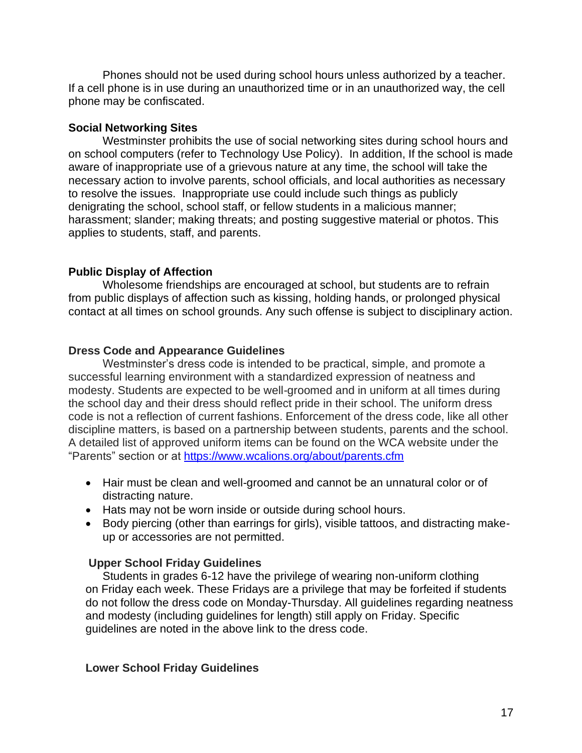Phones should not be used during school hours unless authorized by a teacher. If a cell phone is in use during an unauthorized time or in an unauthorized way, the cell phone may be confiscated.

**Social Networking Sites**

Westminster prohibits the use of social networking sites during school hours and on school computers (refer to Technology Use Policy). In addition, If the school is made aware of inappropriate use of a grievous nature at any time, the school will take the necessary action to involve parents, school officials, and local authorities as necessary to resolve the issues. Inappropriate use could include such things as publicly denigrating the school, school staff, or fellow students in a malicious manner; harassment; slander; making threats; and posting suggestive material or photos. This applies to students, staff, and parents.

**Public Display of Affection**

Wholesome friendships are encouraged at school, but students are to refrain from public displays of affection such as kissing, holding hands, or prolonged physical contact at all times on school grounds. Any such offense is subject to disciplinary action.

**Dress Code and Appearance Guidelines**

Westminster's dress code is intended to be practical, simple, and promote a successful learning environment with a standardized expression of neatness and modesty. Students are expected to be well-groomed and in uniform at all times during the school day and their dress should reflect pride in their school. The uniform dress code is not a reflection of current fashions. Enforcement of the dress code, like all other discipline matters, is based on a partnership between students, parents and the school. A detailed list of approved uniform items can be found on the WCA website under the "Parents" section or at https://www.wcalions.org/about/parents.cfm

- Hair must be clean and well-groomed and cannot be an unnatural color or of distracting nature.
- Hats may not be worn inside or outside during school hours.
- Body piercing (other than earrings for girls), visible tattoos, and distracting make-up or accessories are not permitted.

**Upper School Friday Guidelines**

Students in grades 6-12 have the privilege of wearing non-uniform clothing on Friday each week. These Fridays are a privilege that may be forfeited if students do not follow the dress code on Monday-Thursday. All guidelines regarding neatness and modesty (including guidelines for length) still apply on Friday. Specific guidelines are noted in the above link to the dress code.

**Lower School Friday Guidelines**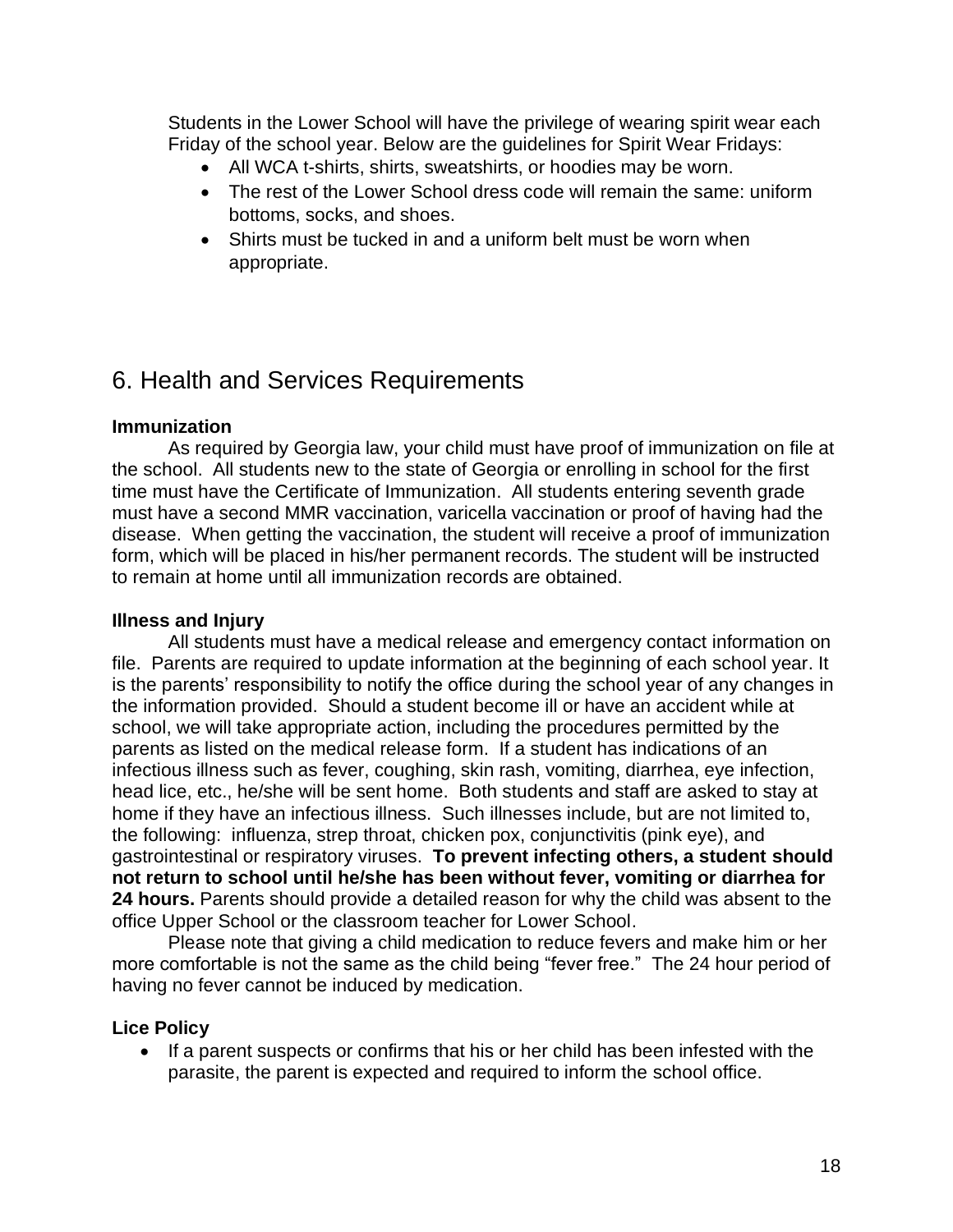Students in the Lower School will have the privilege of wearing spirit wear each Friday of the school year. Below are the guidelines for Spirit Wear Fridays:

- All WCA t-shirts, shirts, sweatshirts, or hoodies may be worn.
- The rest of the Lower School dress code will remain the same: uniform bottoms, socks, and shoes.
- Shirts must be tucked in and a uniform belt must be worn when appropriate.

# 6. Health and Services Requirements

**Immunization**

As required by Georgia law, your child must have proof of immunization on file at the school. All students new to the state of Georgia or enrolling in school for the first time must have the Certificate of Immunization. All students entering seventh grade must have a second MMR vaccination, varicella vaccination or proof of having had the disease. When getting the vaccination, the student will receive a proof of immunization form, which will be placed in his/her permanent records. The student will be instructed to remain at home until all immunization records are obtained.

**Illness and Injury**

All students must have a medical release and emergency contact information on file. Parents are required to update information at the beginning of each school year. It is the parents' responsibility to notify the office during the school year of any changes in the information provided. Should a student become ill or have an accident while at school, we will take appropriate action, including the procedures permitted by the parents as listed on the medical release form. If a student has indications of an infectious illness such as fever, coughing, skin rash, vomiting, diarrhea, eye infection, head lice, etc., he/she will be sent home. Both students and staff are asked to stay at home if they have an infectious illness. Such illnesses include, but are not limited to, the following: influenza, strep throat, chicken pox, conjunctivitis (pink eye), and gastrointestinal or respiratory viruses. **To prevent infecting others, a student should not return to school until he/she has been without fever, vomiting or diarrhea for 24 hours.** Parents should provide a detailed reason for why the child was absent to the office Upper School or the classroom teacher for Lower School.

Please note that giving a child medication to reduce fevers and make him or her more comfortable is not the same as the child being "fever free." The 24 hour period of having no fever cannot be induced by medication.

**Lice Policy**

- If a parent suspects or confirms that his or her child has been infested with the parasite, the parent is expected and required to inform the school office.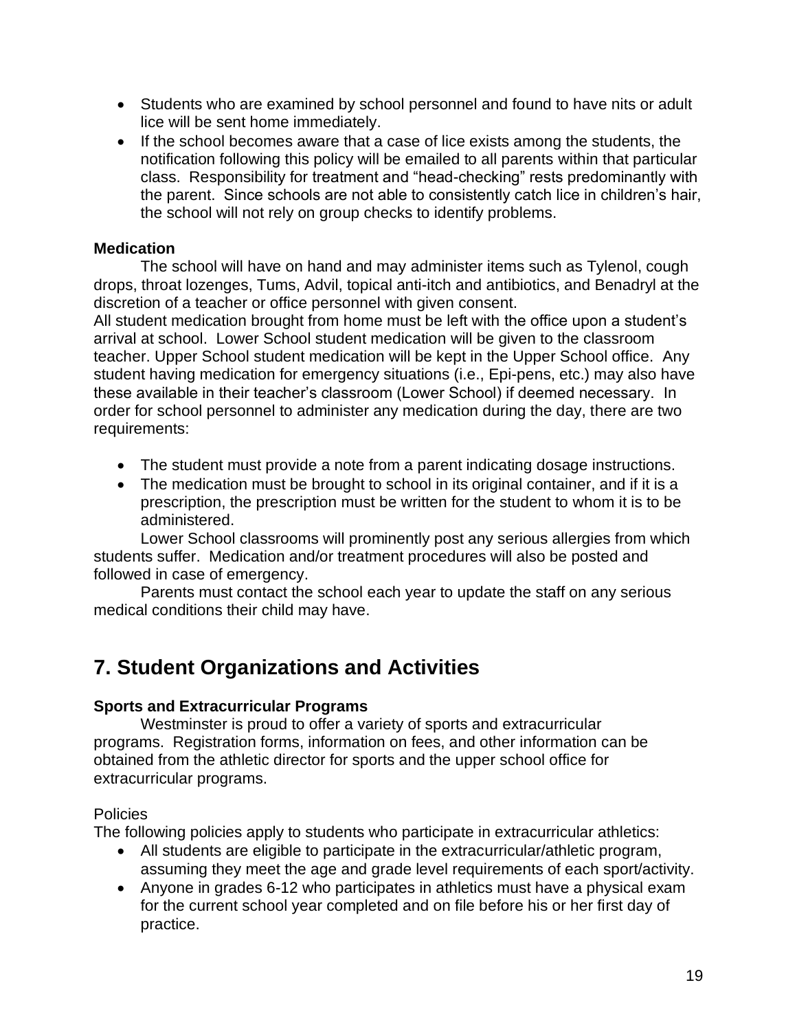- Students who are examined by school personnel and found to have nits or adult lice will be sent home immediately.
- If the school becomes aware that a case of lice exists among the students, the notification following this policy will be emailed to all parents within that particular class. Responsibility for treatment and "head-checking" rests predominantly with the parent. Since schools are not able to consistently catch lice in children's hair, the school will not rely on group checks to identify problems.

**Medication**

The school will have on hand and may administer items such as Tylenol, cough drops, throat lozenges, Tums, Advil, topical anti-itch and antibiotics, and Benadryl at the discretion of a teacher or office personnel with given consent.

All student medication brought from home must be left with the office upon a student's arrival at school. Lower School student medication will be given to the classroom teacher. Upper School student medication will be kept in the Upper School office. Any student having medication for emergency situations (i.e., Epi-pens, etc.) may also have these available in their teacher's classroom (Lower School) if deemed necessary. In order for school personnel to administer any medication during the day, there are two requirements:

- The student must provide a note from a parent indicating dosage instructions.
- The medication must be brought to school in its original container, and if it is a prescription, the prescription must be written for the student to whom it is to be administered.

Lower School classrooms will prominently post any serious allergies from which students suffer. Medication and/or treatment procedures will also be posted and followed in case of emergency.

Parents must contact the school each year to update the staff on any serious medical conditions their child may have.

## 7. Student Organizations and Activities

**Sports and Extracurricular Programs**

Westminster is proud to offer a variety of sports and extracurricular programs. Registration forms, information on fees, and other information can be obtained from the athletic director for sports and the upper school office for extracurricular programs.

Policies

The following policies apply to students who participate in extracurricular athletics:

- All students are eligible to participate in the extracurricular/athletic program, assuming they meet the age and grade level requirements of each sport/activity.
- Anyone in grades 6-12 who participates in athletics must have a physical exam for the current school year completed and on file before his or her first day of practice.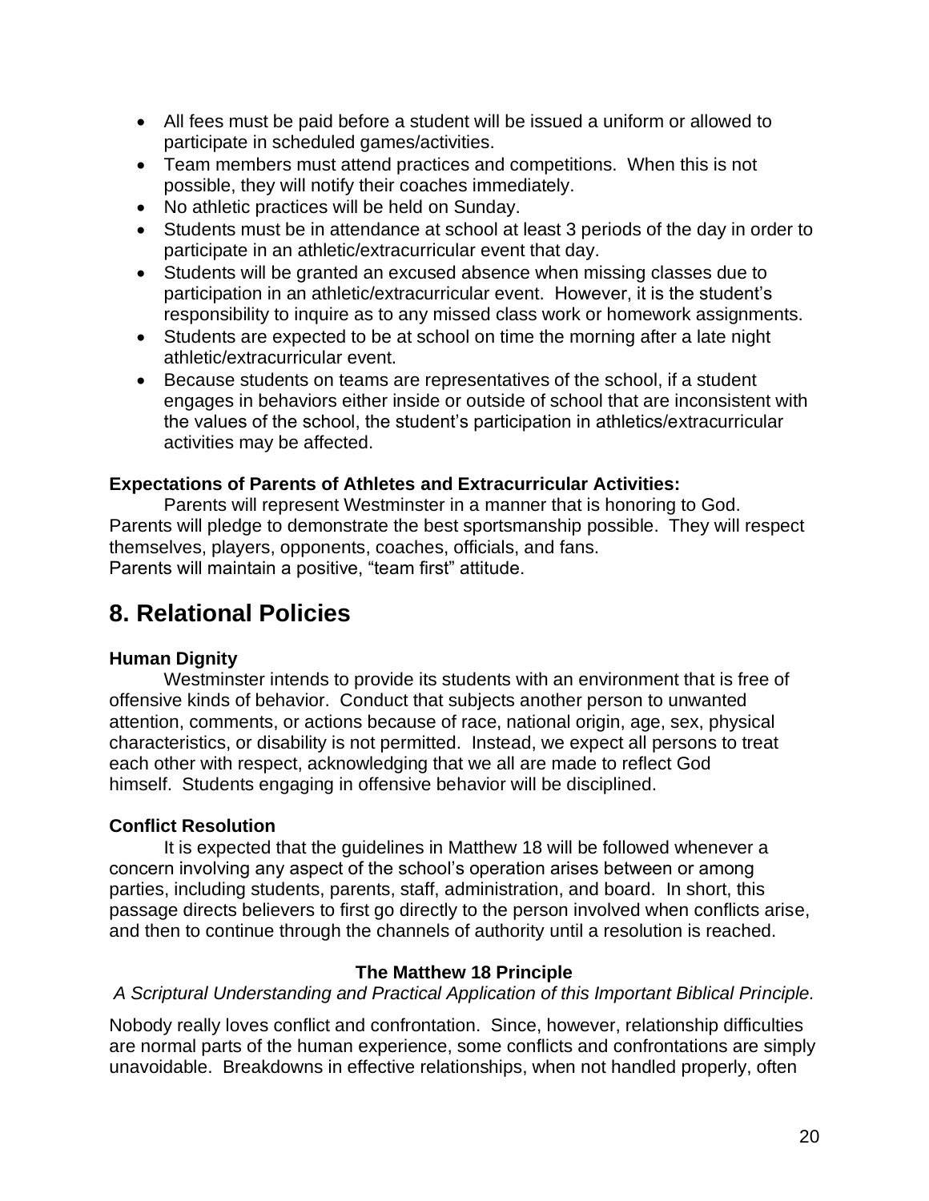- All fees must be paid before a student will be issued a uniform or allowed to participate in scheduled games/activities.
- Team members must attend practices and competitions. When this is not possible, they will notify their coaches immediately.
- No athletic practices will be held on Sunday.
- Students must be in attendance at school at least 3 periods of the day in order to participate in an athletic/extracurricular event that day.
- Students will be granted an excused absence when missing classes due to participation in an athletic/extracurricular event. However, it is the student's responsibility to inquire as to any missed class work or homework assignments.
- Students are expected to be at school on time the morning after a late night athletic/extracurricular event.
- Because students on teams are representatives of the school, if a student engages in behaviors either inside or outside of school that are inconsistent with the values of the school, the student's participation in athletics/extracurricular activities may be affected.

**Expectations of Parents of Athletes and Extracurricular Activities:**

Parents will represent Westminster in a manner that is honoring to God.
Parents will pledge to demonstrate the best sportsmanship possible. They will respect themselves, players, opponents, coaches, officials, and fans.
Parents will maintain a positive, "team first" attitude.

## 8. Relational Policies

**Human Dignity**

Westminster intends to provide its students with an environment that is free of offensive kinds of behavior. Conduct that subjects another person to unwanted attention, comments, or actions because of race, national origin, age, sex, physical characteristics, or disability is not permitted. Instead, we expect all persons to treat each other with respect, acknowledging that we all are made to reflect God himself. Students engaging in offensive behavior will be disciplined.

**Conflict Resolution**

It is expected that the guidelines in Matthew 18 will be followed whenever a concern involving any aspect of the school's operation arises between or among parties, including students, parents, staff, administration, and board. In short, this passage directs believers to first go directly to the person involved when conflicts arise, and then to continue through the channels of authority until a resolution is reached.

**The Matthew 18 Principle**

*A Scriptural Understanding and Practical Application of this Important Biblical Principle.*

Nobody really loves conflict and confrontation. Since, however, relationship difficulties are normal parts of the human experience, some conflicts and confrontations are simply unavoidable. Breakdowns in effective relationships, when not handled properly, often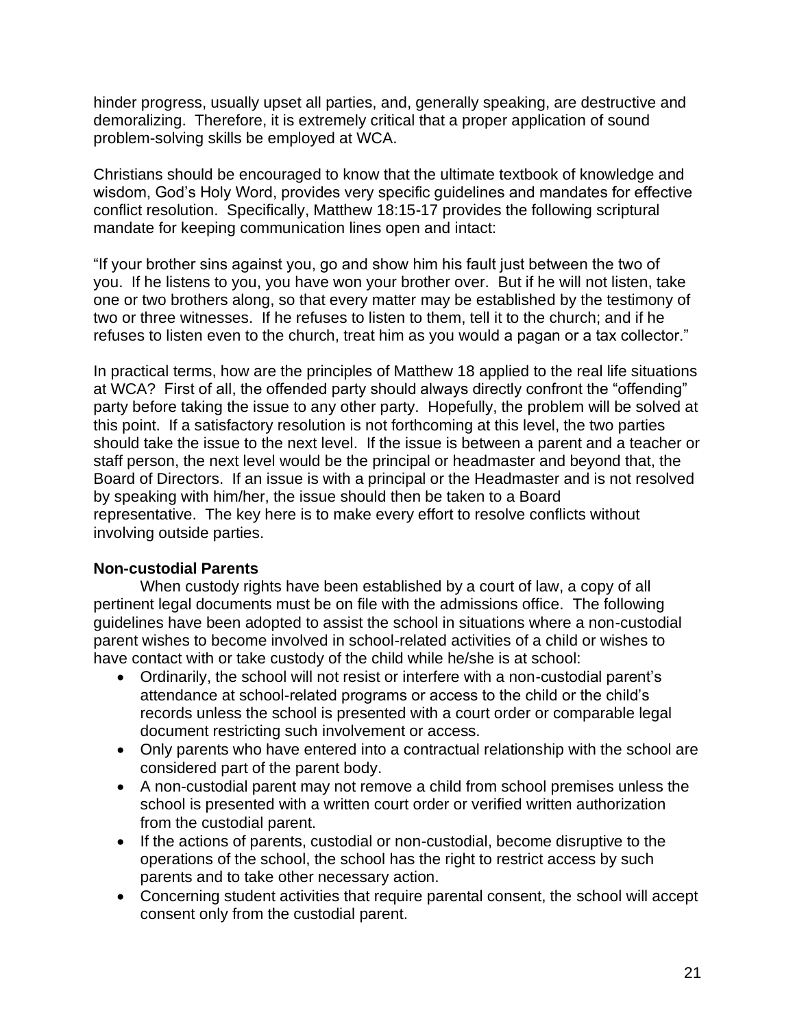hinder progress, usually upset all parties, and, generally speaking, are destructive and demoralizing. Therefore, it is extremely critical that a proper application of sound problem-solving skills be employed at WCA.

Christians should be encouraged to know that the ultimate textbook of knowledge and wisdom, God's Holy Word, provides very specific guidelines and mandates for effective conflict resolution. Specifically, Matthew 18:15-17 provides the following scriptural mandate for keeping communication lines open and intact:

"If your brother sins against you, go and show him his fault just between the two of you. If he listens to you, you have won your brother over. But if he will not listen, take one or two brothers along, so that every matter may be established by the testimony of two or three witnesses. If he refuses to listen to them, tell it to the church; and if he refuses to listen even to the church, treat him as you would a pagan or a tax collector."

In practical terms, how are the principles of Matthew 18 applied to the real life situations at WCA? First of all, the offended party should always directly confront the "offending" party before taking the issue to any other party. Hopefully, the problem will be solved at this point. If a satisfactory resolution is not forthcoming at this level, the two parties should take the issue to the next level. If the issue is between a parent and a teacher or staff person, the next level would be the principal or headmaster and beyond that, the Board of Directors. If an issue is with a principal or the Headmaster and is not resolved by speaking with him/her, the issue should then be taken to a Board representative. The key here is to make every effort to resolve conflicts without involving outside parties.

**Non-custodial Parents**

When custody rights have been established by a court of law, a copy of all pertinent legal documents must be on file with the admissions office. The following guidelines have been adopted to assist the school in situations where a non-custodial parent wishes to become involved in school-related activities of a child or wishes to have contact with or take custody of the child while he/she is at school:

- Ordinarily, the school will not resist or interfere with a non-custodial parent's attendance at school-related programs or access to the child or the child's records unless the school is presented with a court order or comparable legal document restricting such involvement or access.
- Only parents who have entered into a contractual relationship with the school are considered part of the parent body.
- A non-custodial parent may not remove a child from school premises unless the school is presented with a written court order or verified written authorization from the custodial parent.
- If the actions of parents, custodial or non-custodial, become disruptive to the operations of the school, the school has the right to restrict access by such parents and to take other necessary action.
- Concerning student activities that require parental consent, the school will accept consent only from the custodial parent.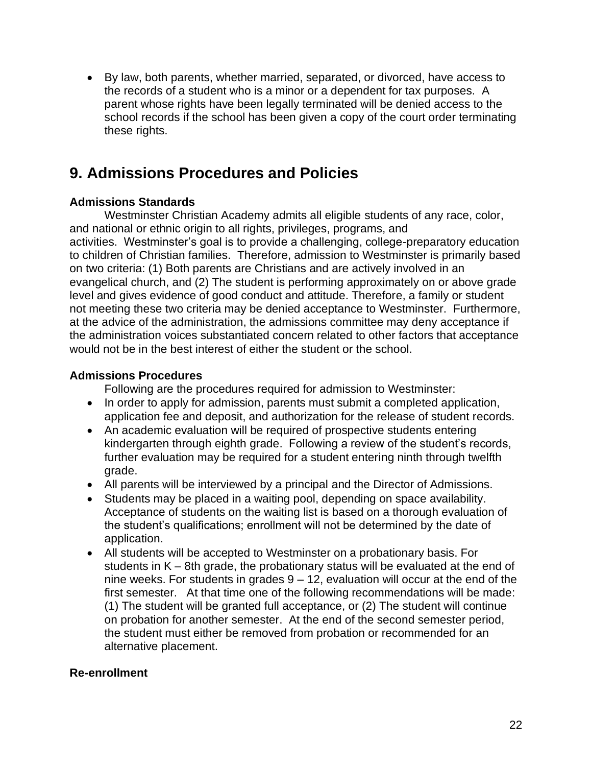- By law, both parents, whether married, separated, or divorced, have access to the records of a student who is a minor or a dependent for tax purposes. A parent whose rights have been legally terminated will be denied access to the school records if the school has been given a copy of the court order terminating these rights.

## 9. Admissions Procedures and Policies

**Admissions Standards**

Westminster Christian Academy admits all eligible students of any race, color, and national or ethnic origin to all rights, privileges, programs, and activities. Westminster's goal is to provide a challenging, college-preparatory education to children of Christian families. Therefore, admission to Westminster is primarily based on two criteria: (1) Both parents are Christians and are actively involved in an evangelical church, and (2) The student is performing approximately on or above grade level and gives evidence of good conduct and attitude. Therefore, a family or student not meeting these two criteria may be denied acceptance to Westminster. Furthermore, at the advice of the administration, the admissions committee may deny acceptance if the administration voices substantiated concern related to other factors that acceptance would not be in the best interest of either the student or the school.

**Admissions Procedures**

Following are the procedures required for admission to Westminster:

- In order to apply for admission, parents must submit a completed application, application fee and deposit, and authorization for the release of student records.
- An academic evaluation will be required of prospective students entering kindergarten through eighth grade. Following a review of the student's records, further evaluation may be required for a student entering ninth through twelfth grade.
- All parents will be interviewed by a principal and the Director of Admissions.
- Students may be placed in a waiting pool, depending on space availability. Acceptance of students on the waiting list is based on a thorough evaluation of the student's qualifications; enrollment will not be determined by the date of application.
- All students will be accepted to Westminster on a probationary basis. For students in K – 8th grade, the probationary status will be evaluated at the end of nine weeks. For students in grades 9 – 12, evaluation will occur at the end of the first semester. At that time one of the following recommendations will be made: (1) The student will be granted full acceptance, or (2) The student will continue on probation for another semester. At the end of the second semester period, the student must either be removed from probation or recommended for an alternative placement.

**Re-enrollment**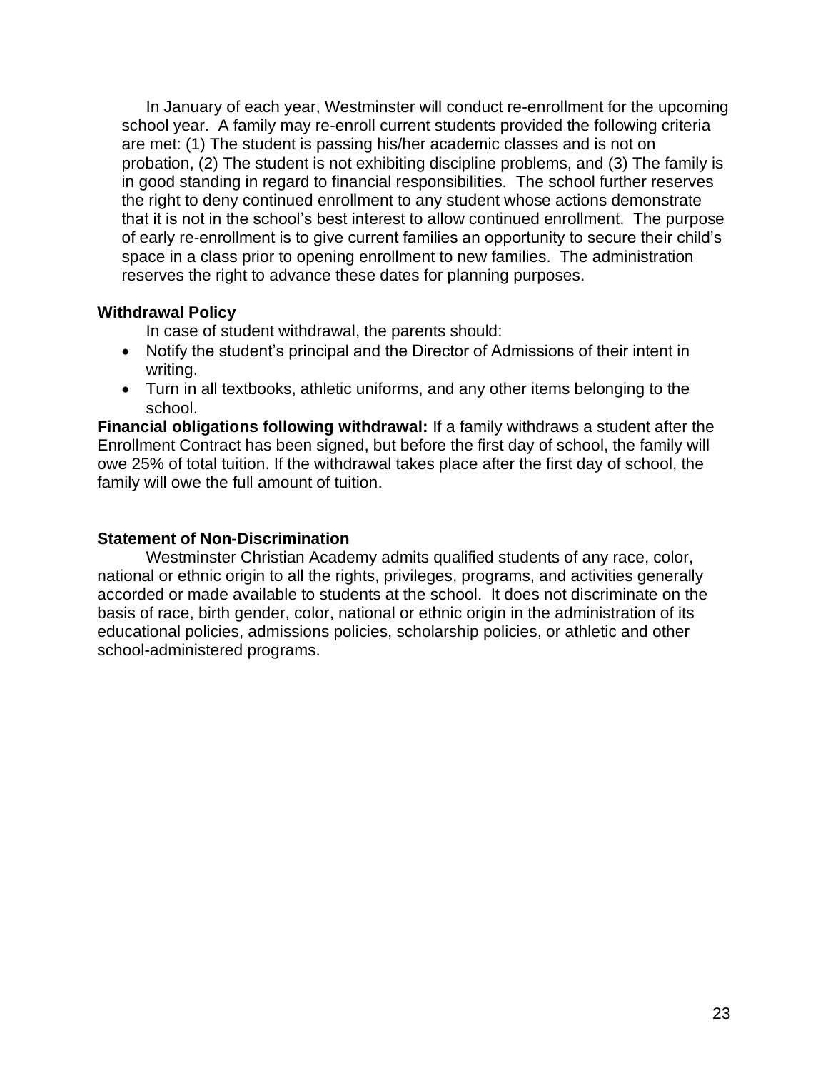In January of each year, Westminster will conduct re-enrollment for the upcoming school year. A family may re-enroll current students provided the following criteria are met: (1) The student is passing his/her academic classes and is not on probation, (2) The student is not exhibiting discipline problems, and (3) The family is in good standing in regard to financial responsibilities. The school further reserves the right to deny continued enrollment to any student whose actions demonstrate that it is not in the school's best interest to allow continued enrollment. The purpose of early re-enrollment is to give current families an opportunity to secure their child's space in a class prior to opening enrollment to new families. The administration reserves the right to advance these dates for planning purposes.

**Withdrawal Policy**

In case of student withdrawal, the parents should:

- Notify the student's principal and the Director of Admissions of their intent in writing.
- Turn in all textbooks, athletic uniforms, and any other items belonging to the school.

**Financial obligations following withdrawal:** If a family withdraws a student after the Enrollment Contract has been signed, but before the first day of school, the family will owe 25% of total tuition. If the withdrawal takes place after the first day of school, the family will owe the full amount of tuition.

**Statement of Non-Discrimination**

Westminster Christian Academy admits qualified students of any race, color, national or ethnic origin to all the rights, privileges, programs, and activities generally accorded or made available to students at the school. It does not discriminate on the basis of race, birth gender, color, national or ethnic origin in the administration of its educational policies, admissions policies, scholarship policies, or athletic and other school-administered programs.